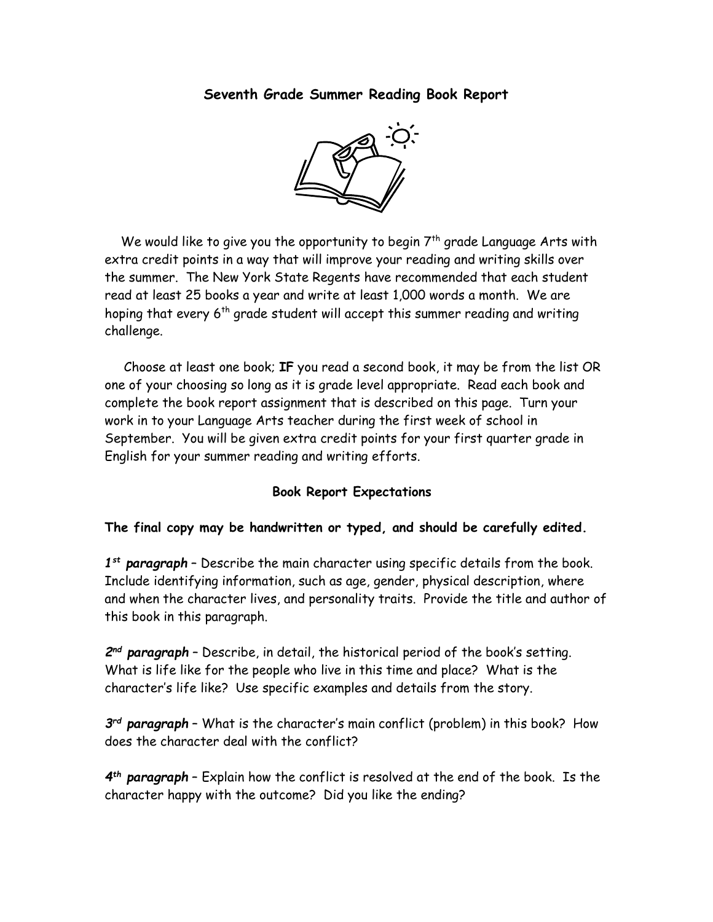# Seventh Grade Summer Reading Book Report

We would like to give you the opportunity to begin 7th grade Language Arts with extra credit points in a way that will improve your reading and writing skills over the summer. The New York State Regents have recommended that each student read at least 25 books a year and write at least 1,000 words a month. We are hoping that every 6th grade student will accept this summer reading and writing challenge.

Choose at least one book; **IF** you read a second book, it may be from the list OR one of your choosing so long as it is grade level appropriate. Read each book and complete the book report assignment that is described on this page. Turn your work in to your Language Arts teacher during the first week of school in September. You will be given extra credit points for your first quarter grade in English for your summer reading and writing efforts.

## Book Report Expectations

**The final copy may be handwritten or typed, and should be carefully edited.**

***1st paragraph*** – Describe the main character using specific details from the book. Include identifying information, such as age, gender, physical description, where and when the character lives, and personality traits. Provide the title and author of this book in this paragraph.

***2nd paragraph*** – Describe, in detail, the historical period of the book's setting. What is life like for the people who live in this time and place? What is the character's life like? Use specific examples and details from the story.

***3rd paragraph*** – What is the character's main conflict (problem) in this book? How does the character deal with the conflict?

***4th paragraph*** – Explain how the conflict is resolved at the end of the book. Is the character happy with the outcome? Did you like the ending?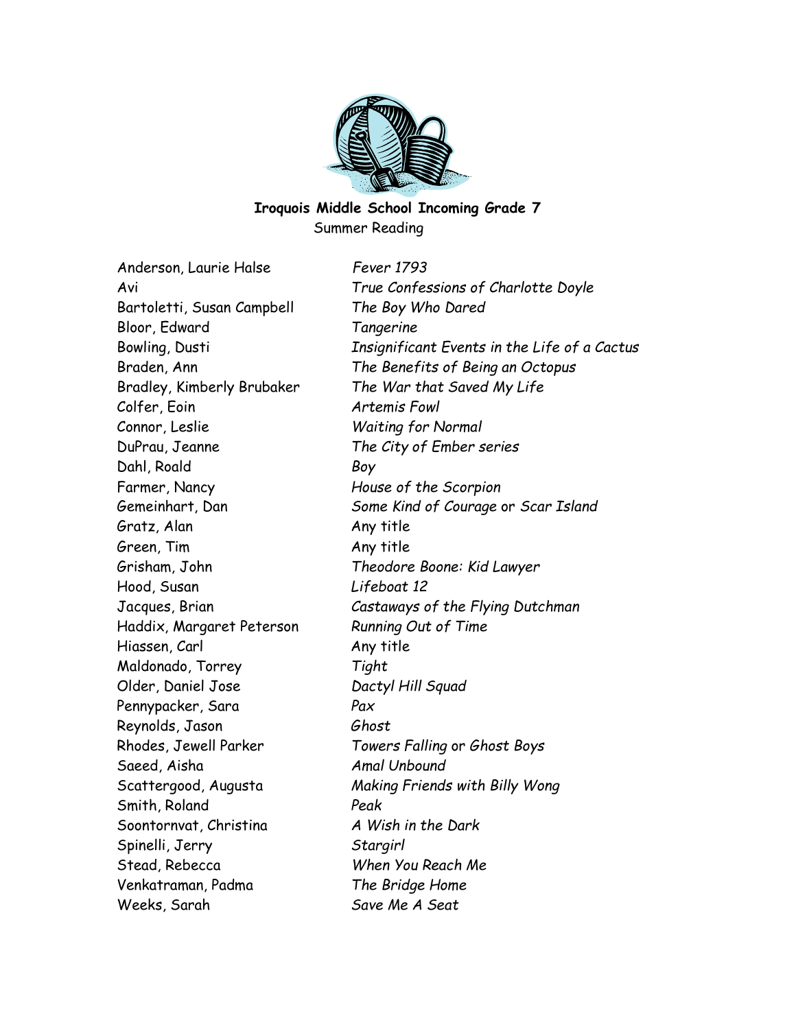**Iroquois Middle School Incoming Grade 7**

Summer Reading

| | |
|---|---|
| Anderson, Laurie Halse | *Fever 1793* |
| Avi | *True Confessions of Charlotte Doyle* |
| Bartoletti, Susan Campbell | *The Boy Who Dared* |
| Bloor, Edward | *Tangerine* |
| Bowling, Dusti | *Insignificant Events in the Life of a Cactus* |
| Braden, Ann | *The Benefits of Being an Octopus* |
| Bradley, Kimberly Brubaker | *The War that Saved My Life* |
| Colfer, Eoin | *Artemis Fowl* |
| Connor, Leslie | *Waiting for Normal* |
| DuPrau, Jeanne | *The City of Ember series* |
| Dahl, Roald | *Boy* |
| Farmer, Nancy | *House of the Scorpion* |
| Gemeinhart, Dan | *Some Kind of Courage* or *Scar Island* |
| Gratz, Alan | Any title |
| Green, Tim | Any title |
| Grisham, John | *Theodore Boone: Kid Lawyer* |
| Hood, Susan | *Lifeboat 12* |
| Jacques, Brian | *Castaways of the Flying Dutchman* |
| Haddix, Margaret Peterson | *Running Out of Time* |
| Hiassen, Carl | Any title |
| Maldonado, Torrey | *Tight* |
| Older, Daniel Jose | *Dactyl Hill Squad* |
| Pennypacker, Sara | *Pax* |
| Reynolds, Jason | *Ghost* |
| Rhodes, Jewell Parker | *Towers Falling* or *Ghost Boys* |
| Saeed, Aisha | *Amal Unbound* |
| Scattergood, Augusta | *Making Friends with Billy Wong* |
| Smith, Roland | *Peak* |
| Soontornvat, Christina | *A Wish in the Dark* |
| Spinelli, Jerry | *Stargirl* |
| Stead, Rebecca | *When You Reach Me* |
| Venkatraman, Padma | *The Bridge Home* |
| Weeks, Sarah | *Save Me A Seat* |